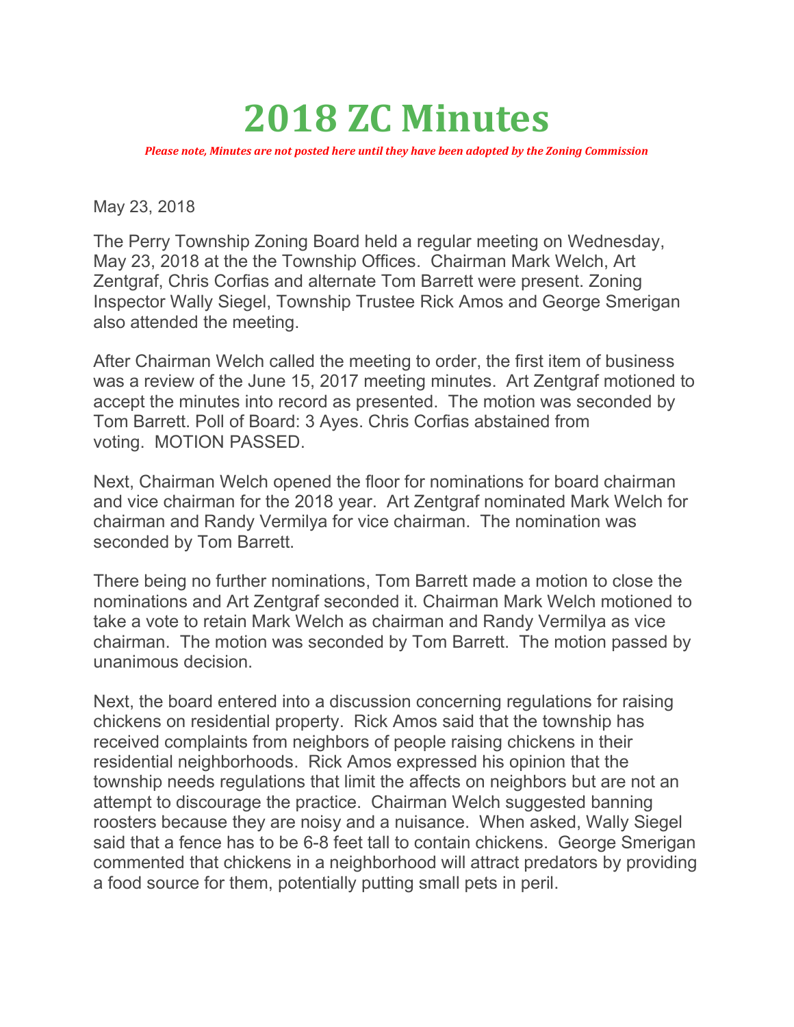# 2018 ZC Minutes

***Please note, Minutes are not posted here until they have been adopted by the Zoning Commission***

May 23, 2018

The Perry Township Zoning Board held a regular meeting on Wednesday, May 23, 2018 at the the Township Offices. Chairman Mark Welch, Art Zentgraf, Chris Corfias and alternate Tom Barrett were present. Zoning Inspector Wally Siegel, Township Trustee Rick Amos and George Smerigan also attended the meeting.

After Chairman Welch called the meeting to order, the first item of business was a review of the June 15, 2017 meeting minutes. Art Zentgraf motioned to accept the minutes into record as presented. The motion was seconded by Tom Barrett. Poll of Board: 3 Ayes. Chris Corfias abstained from voting. MOTION PASSED.

Next, Chairman Welch opened the floor for nominations for board chairman and vice chairman for the 2018 year. Art Zentgraf nominated Mark Welch for chairman and Randy Vermilya for vice chairman. The nomination was seconded by Tom Barrett.

There being no further nominations, Tom Barrett made a motion to close the nominations and Art Zentgraf seconded it. Chairman Mark Welch motioned to take a vote to retain Mark Welch as chairman and Randy Vermilya as vice chairman. The motion was seconded by Tom Barrett. The motion passed by unanimous decision.

Next, the board entered into a discussion concerning regulations for raising chickens on residential property. Rick Amos said that the township has received complaints from neighbors of people raising chickens in their residential neighborhoods. Rick Amos expressed his opinion that the township needs regulations that limit the affects on neighbors but are not an attempt to discourage the practice. Chairman Welch suggested banning roosters because they are noisy and a nuisance. When asked, Wally Siegel said that a fence has to be 6-8 feet tall to contain chickens. George Smerigan commented that chickens in a neighborhood will attract predators by providing a food source for them, potentially putting small pets in peril.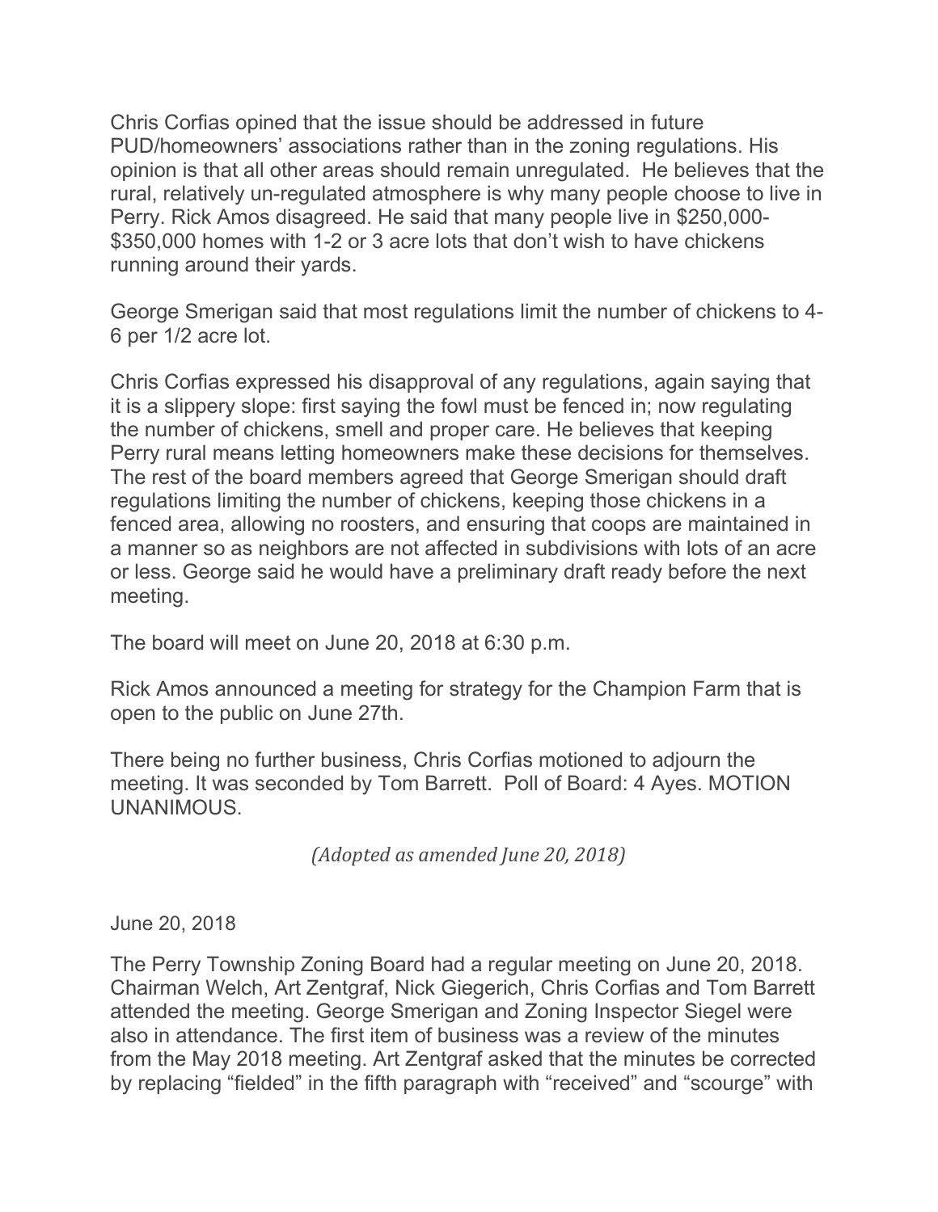Chris Corfias opined that the issue should be addressed in future PUD/homeowners' associations rather than in the zoning regulations. His opinion is that all other areas should remain unregulated. He believes that the rural, relatively un-regulated atmosphere is why many people choose to live in Perry. Rick Amos disagreed. He said that many people live in $250,000-$350,000 homes with 1-2 or 3 acre lots that don't wish to have chickens running around their yards.

George Smerigan said that most regulations limit the number of chickens to 4-6 per 1/2 acre lot.

Chris Corfias expressed his disapproval of any regulations, again saying that it is a slippery slope: first saying the fowl must be fenced in; now regulating the number of chickens, smell and proper care. He believes that keeping Perry rural means letting homeowners make these decisions for themselves. The rest of the board members agreed that George Smerigan should draft regulations limiting the number of chickens, keeping those chickens in a fenced area, allowing no roosters, and ensuring that coops are maintained in a manner so as neighbors are not affected in subdivisions with lots of an acre or less. George said he would have a preliminary draft ready before the next meeting.

The board will meet on June 20, 2018 at 6:30 p.m.

Rick Amos announced a meeting for strategy for the Champion Farm that is open to the public on June 27th.

There being no further business, Chris Corfias motioned to adjourn the meeting. It was seconded by Tom Barrett. Poll of Board: 4 Ayes. MOTION UNANIMOUS.

*(Adopted as amended June 20, 2018)*

June 20, 2018

The Perry Township Zoning Board had a regular meeting on June 20, 2018. Chairman Welch, Art Zentgraf, Nick Giegerich, Chris Corfias and Tom Barrett attended the meeting. George Smerigan and Zoning Inspector Siegel were also in attendance. The first item of business was a review of the minutes from the May 2018 meeting. Art Zentgraf asked that the minutes be corrected by replacing "fielded" in the fifth paragraph with "received" and "scourge" with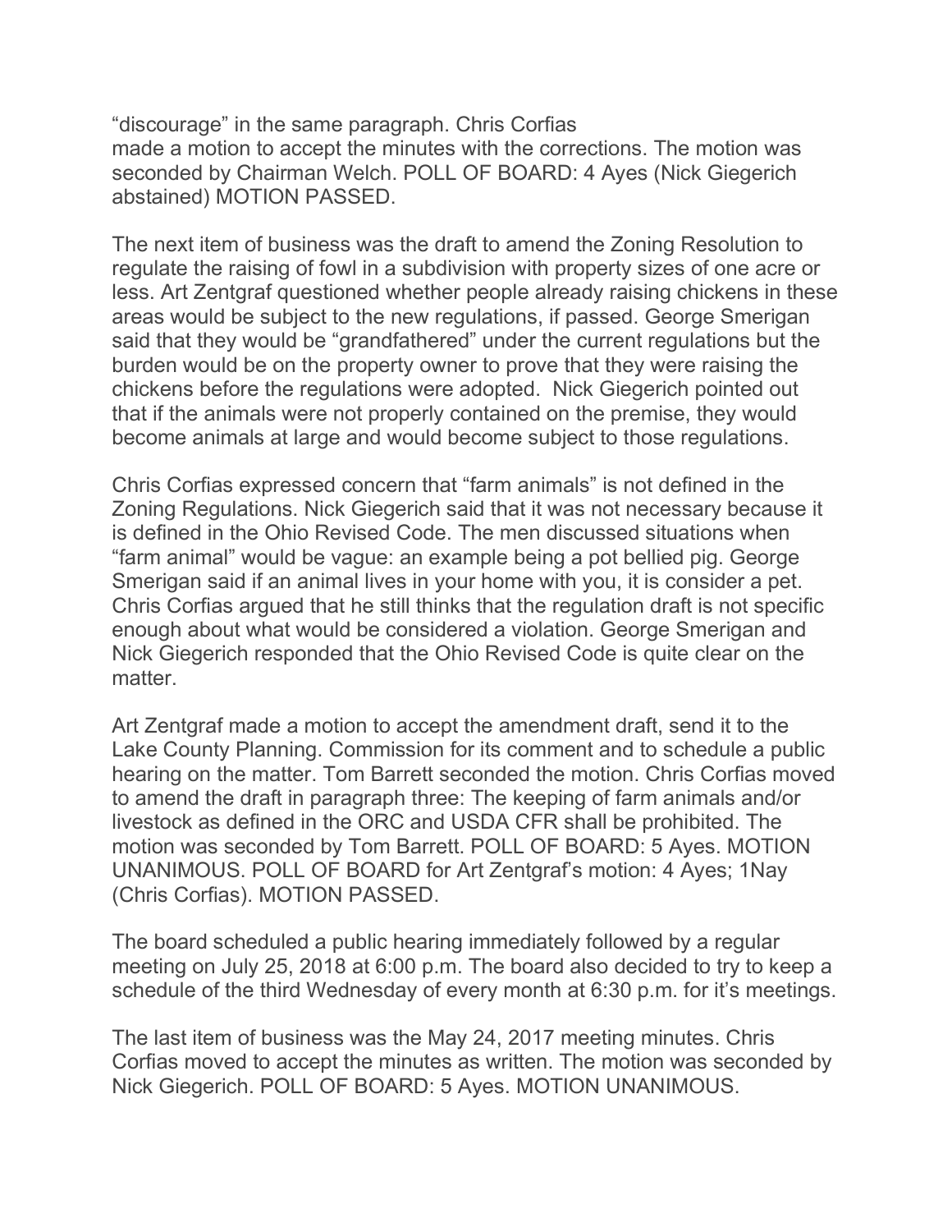"discourage" in the same paragraph. Chris Corfias made a motion to accept the minutes with the corrections. The motion was seconded by Chairman Welch. POLL OF BOARD: 4 Ayes (Nick Giegerich abstained) MOTION PASSED.

The next item of business was the draft to amend the Zoning Resolution to regulate the raising of fowl in a subdivision with property sizes of one acre or less. Art Zentgraf questioned whether people already raising chickens in these areas would be subject to the new regulations, if passed. George Smerigan said that they would be "grandfathered" under the current regulations but the burden would be on the property owner to prove that they were raising the chickens before the regulations were adopted. Nick Giegerich pointed out that if the animals were not properly contained on the premise, they would become animals at large and would become subject to those regulations.

Chris Corfias expressed concern that "farm animals" is not defined in the Zoning Regulations. Nick Giegerich said that it was not necessary because it is defined in the Ohio Revised Code. The men discussed situations when "farm animal" would be vague: an example being a pot bellied pig. George Smerigan said if an animal lives in your home with you, it is consider a pet. Chris Corfias argued that he still thinks that the regulation draft is not specific enough about what would be considered a violation. George Smerigan and Nick Giegerich responded that the Ohio Revised Code is quite clear on the matter.

Art Zentgraf made a motion to accept the amendment draft, send it to the Lake County Planning. Commission for its comment and to schedule a public hearing on the matter. Tom Barrett seconded the motion. Chris Corfias moved to amend the draft in paragraph three: The keeping of farm animals and/or livestock as defined in the ORC and USDA CFR shall be prohibited. The motion was seconded by Tom Barrett. POLL OF BOARD: 5 Ayes. MOTION UNANIMOUS. POLL OF BOARD for Art Zentgraf's motion: 4 Ayes; 1Nay (Chris Corfias). MOTION PASSED.

The board scheduled a public hearing immediately followed by a regular meeting on July 25, 2018 at 6:00 p.m. The board also decided to try to keep a schedule of the third Wednesday of every month at 6:30 p.m. for it's meetings.

The last item of business was the May 24, 2017 meeting minutes. Chris Corfias moved to accept the minutes as written. The motion was seconded by Nick Giegerich. POLL OF BOARD: 5 Ayes. MOTION UNANIMOUS.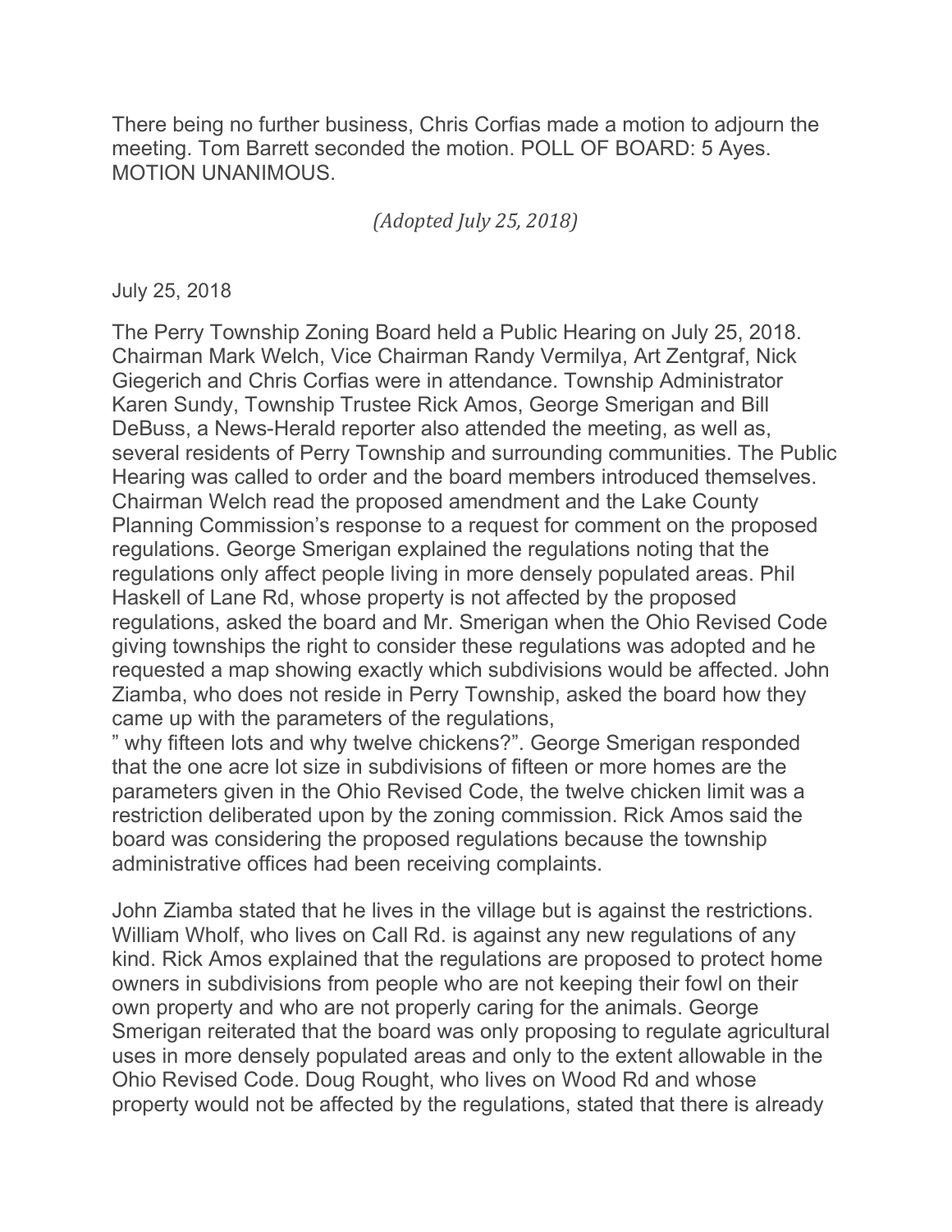There being no further business, Chris Corfias made a motion to adjourn the meeting. Tom Barrett seconded the motion. POLL OF BOARD: 5 Ayes. MOTION UNANIMOUS.

*(Adopted July 25, 2018)*

July 25, 2018

The Perry Township Zoning Board held a Public Hearing on July 25, 2018. Chairman Mark Welch, Vice Chairman Randy Vermilya, Art Zentgraf, Nick Giegerich and Chris Corfias were in attendance. Township Administrator Karen Sundy, Township Trustee Rick Amos, George Smerigan and Bill DeBuss, a News-Herald reporter also attended the meeting, as well as, several residents of Perry Township and surrounding communities. The Public Hearing was called to order and the board members introduced themselves. Chairman Welch read the proposed amendment and the Lake County Planning Commission's response to a request for comment on the proposed regulations. George Smerigan explained the regulations noting that the regulations only affect people living in more densely populated areas. Phil Haskell of Lane Rd, whose property is not affected by the proposed regulations, asked the board and Mr. Smerigan when the Ohio Revised Code giving townships the right to consider these regulations was adopted and he requested a map showing exactly which subdivisions would be affected. John Ziamba, who does not reside in Perry Township, asked the board how they came up with the parameters of the regulations,
" why fifteen lots and why twelve chickens?". George Smerigan responded that the one acre lot size in subdivisions of fifteen or more homes are the parameters given in the Ohio Revised Code, the twelve chicken limit was a restriction deliberated upon by the zoning commission. Rick Amos said the board was considering the proposed regulations because the township administrative offices had been receiving complaints.

John Ziamba stated that he lives in the village but is against the restrictions. William Wholf, who lives on Call Rd. is against any new regulations of any kind. Rick Amos explained that the regulations are proposed to protect home owners in subdivisions from people who are not keeping their fowl on their own property and who are not properly caring for the animals. George Smerigan reiterated that the board was only proposing to regulate agricultural uses in more densely populated areas and only to the extent allowable in the Ohio Revised Code. Doug Rought, who lives on Wood Rd and whose property would not be affected by the regulations, stated that there is already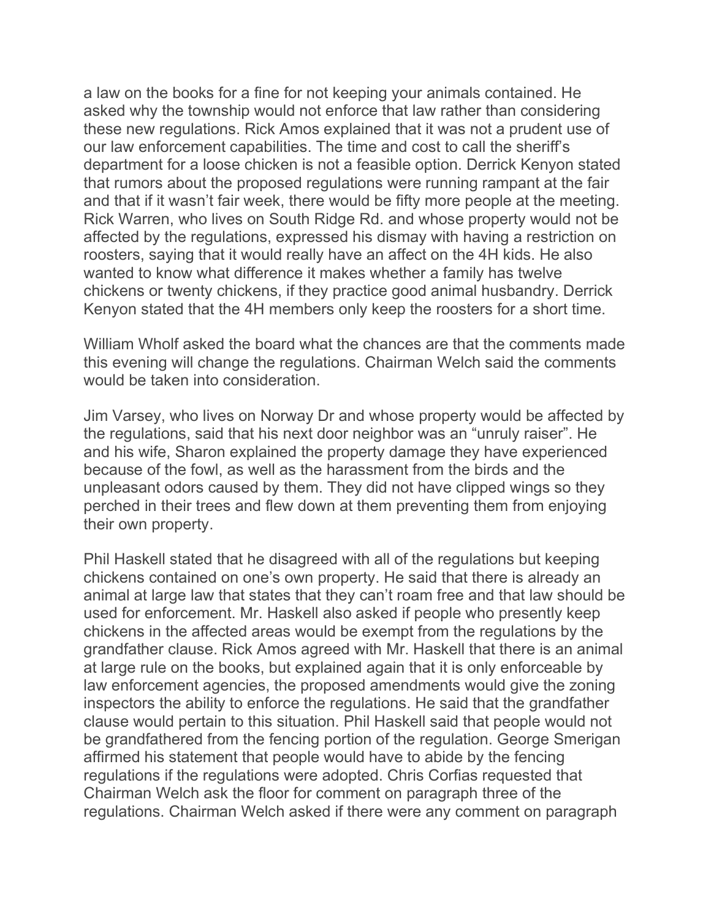a law on the books for a fine for not keeping your animals contained. He asked why the township would not enforce that law rather than considering these new regulations. Rick Amos explained that it was not a prudent use of our law enforcement capabilities. The time and cost to call the sheriff's department for a loose chicken is not a feasible option. Derrick Kenyon stated that rumors about the proposed regulations were running rampant at the fair and that if it wasn't fair week, there would be fifty more people at the meeting. Rick Warren, who lives on South Ridge Rd. and whose property would not be affected by the regulations, expressed his dismay with having a restriction on roosters, saying that it would really have an affect on the 4H kids. He also wanted to know what difference it makes whether a family has twelve chickens or twenty chickens, if they practice good animal husbandry. Derrick Kenyon stated that the 4H members only keep the roosters for a short time.

William Wholf asked the board what the chances are that the comments made this evening will change the regulations. Chairman Welch said the comments would be taken into consideration.

Jim Varsey, who lives on Norway Dr and whose property would be affected by the regulations, said that his next door neighbor was an "unruly raiser". He and his wife, Sharon explained the property damage they have experienced because of the fowl, as well as the harassment from the birds and the unpleasant odors caused by them. They did not have clipped wings so they perched in their trees and flew down at them preventing them from enjoying their own property.

Phil Haskell stated that he disagreed with all of the regulations but keeping chickens contained on one's own property. He said that there is already an animal at large law that states that they can't roam free and that law should be used for enforcement. Mr. Haskell also asked if people who presently keep chickens in the affected areas would be exempt from the regulations by the grandfather clause. Rick Amos agreed with Mr. Haskell that there is an animal at large rule on the books, but explained again that it is only enforceable by law enforcement agencies, the proposed amendments would give the zoning inspectors the ability to enforce the regulations. He said that the grandfather clause would pertain to this situation. Phil Haskell said that people would not be grandfathered from the fencing portion of the regulation. George Smerigan affirmed his statement that people would have to abide by the fencing regulations if the regulations were adopted. Chris Corfias requested that Chairman Welch ask the floor for comment on paragraph three of the regulations. Chairman Welch asked if there were any comment on paragraph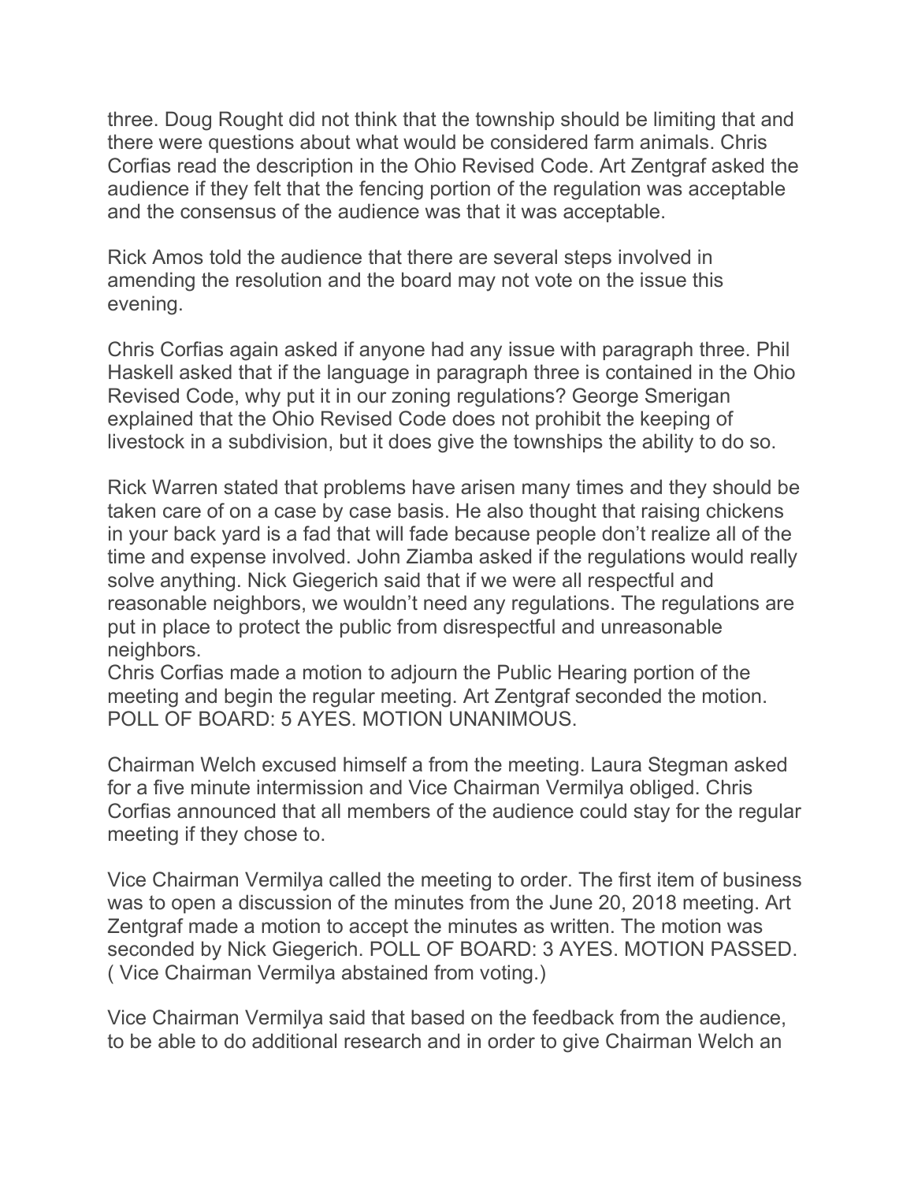three. Doug Rought did not think that the township should be limiting that and there were questions about what would be considered farm animals. Chris Corfias read the description in the Ohio Revised Code. Art Zentgraf asked the audience if they felt that the fencing portion of the regulation was acceptable and the consensus of the audience was that it was acceptable.

Rick Amos told the audience that there are several steps involved in amending the resolution and the board may not vote on the issue this evening.

Chris Corfias again asked if anyone had any issue with paragraph three. Phil Haskell asked that if the language in paragraph three is contained in the Ohio Revised Code, why put it in our zoning regulations? George Smerigan explained that the Ohio Revised Code does not prohibit the keeping of livestock in a subdivision, but it does give the townships the ability to do so.

Rick Warren stated that problems have arisen many times and they should be taken care of on a case by case basis. He also thought that raising chickens in your back yard is a fad that will fade because people don't realize all of the time and expense involved. John Ziamba asked if the regulations would really solve anything. Nick Giegerich said that if we were all respectful and reasonable neighbors, we wouldn't need any regulations. The regulations are put in place to protect the public from disrespectful and unreasonable neighbors.
Chris Corfias made a motion to adjourn the Public Hearing portion of the meeting and begin the regular meeting. Art Zentgraf seconded the motion. POLL OF BOARD: 5 AYES. MOTION UNANIMOUS.

Chairman Welch excused himself a from the meeting. Laura Stegman asked for a five minute intermission and Vice Chairman Vermilya obliged. Chris Corfias announced that all members of the audience could stay for the regular meeting if they chose to.

Vice Chairman Vermilya called the meeting to order. The first item of business was to open a discussion of the minutes from the June 20, 2018 meeting. Art Zentgraf made a motion to accept the minutes as written. The motion was seconded by Nick Giegerich. POLL OF BOARD: 3 AYES. MOTION PASSED. ( Vice Chairman Vermilya abstained from voting.)

Vice Chairman Vermilya said that based on the feedback from the audience, to be able to do additional research and in order to give Chairman Welch an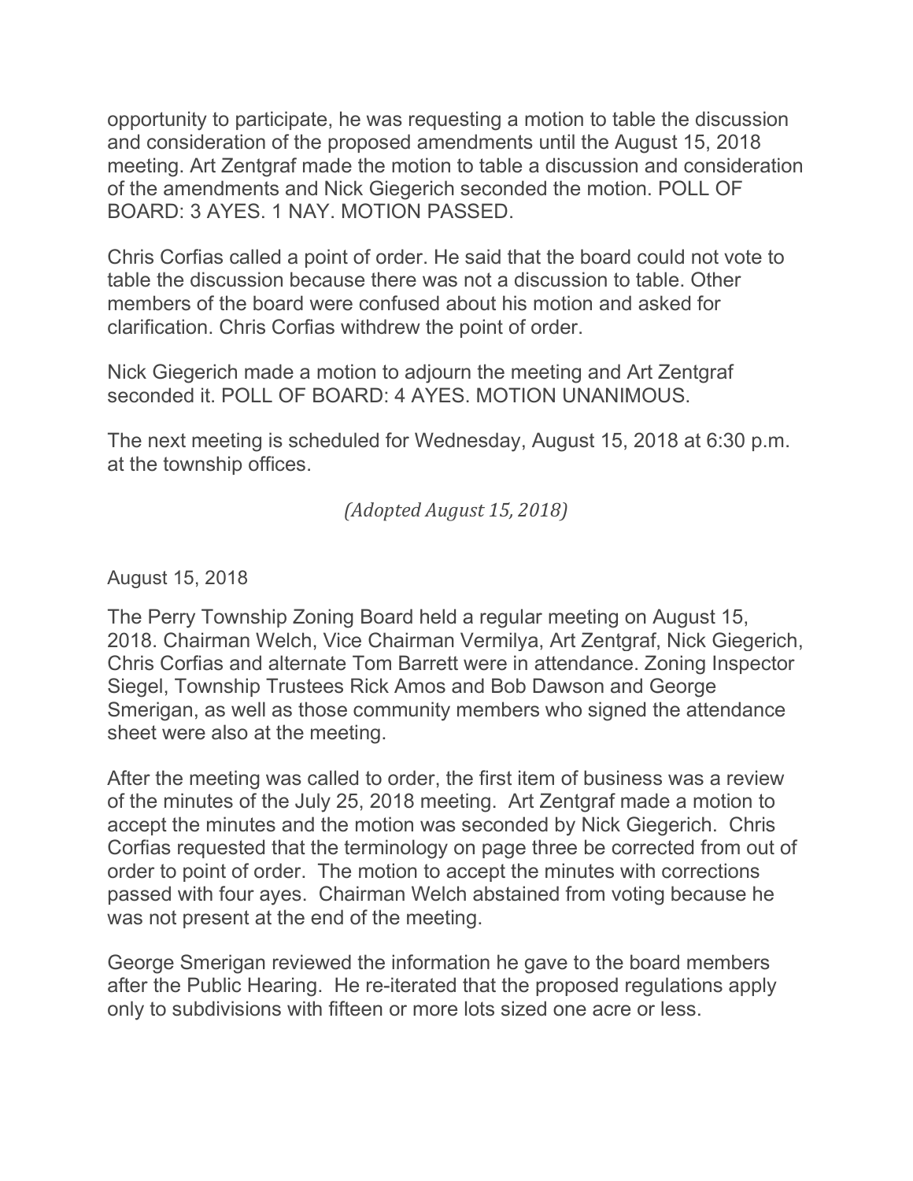opportunity to participate, he was requesting a motion to table the discussion and consideration of the proposed amendments until the August 15, 2018 meeting. Art Zentgraf made the motion to table a discussion and consideration of the amendments and Nick Giegerich seconded the motion. POLL OF BOARD: 3 AYES. 1 NAY. MOTION PASSED.

Chris Corfias called a point of order. He said that the board could not vote to table the discussion because there was not a discussion to table. Other members of the board were confused about his motion and asked for clarification. Chris Corfias withdrew the point of order.

Nick Giegerich made a motion to adjourn the meeting and Art Zentgraf seconded it. POLL OF BOARD: 4 AYES. MOTION UNANIMOUS.

The next meeting is scheduled for Wednesday, August 15, 2018 at 6:30 p.m. at the township offices.

*(Adopted August 15, 2018)*

August 15, 2018

The Perry Township Zoning Board held a regular meeting on August 15, 2018. Chairman Welch, Vice Chairman Vermilya, Art Zentgraf, Nick Giegerich, Chris Corfias and alternate Tom Barrett were in attendance. Zoning Inspector Siegel, Township Trustees Rick Amos and Bob Dawson and George Smerigan, as well as those community members who signed the attendance sheet were also at the meeting.

After the meeting was called to order, the first item of business was a review of the minutes of the July 25, 2018 meeting. Art Zentgraf made a motion to accept the minutes and the motion was seconded by Nick Giegerich. Chris Corfias requested that the terminology on page three be corrected from out of order to point of order. The motion to accept the minutes with corrections passed with four ayes. Chairman Welch abstained from voting because he was not present at the end of the meeting.

George Smerigan reviewed the information he gave to the board members after the Public Hearing. He re-iterated that the proposed regulations apply only to subdivisions with fifteen or more lots sized one acre or less.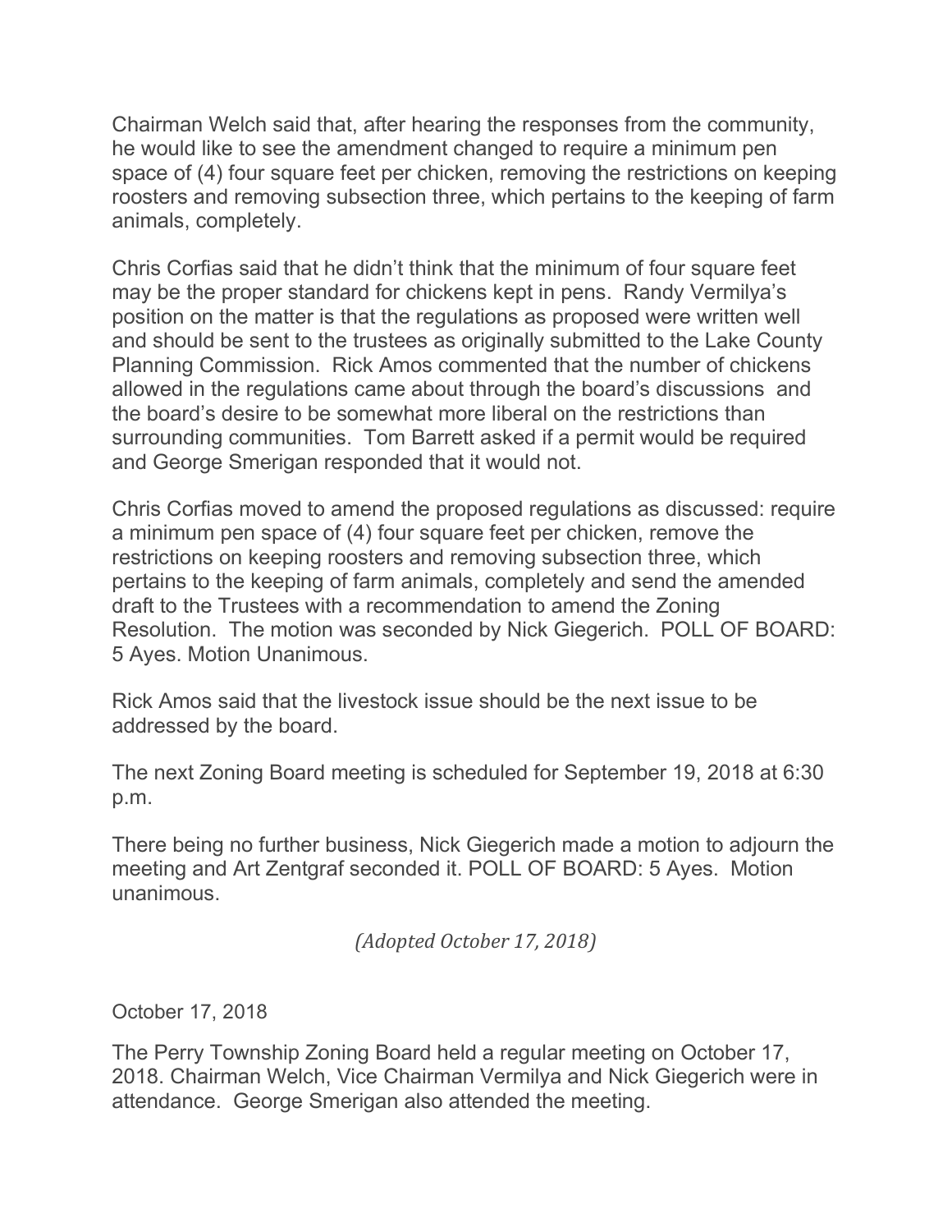Chairman Welch said that, after hearing the responses from the community, he would like to see the amendment changed to require a minimum pen space of (4) four square feet per chicken, removing the restrictions on keeping roosters and removing subsection three, which pertains to the keeping of farm animals, completely.

Chris Corfias said that he didn't think that the minimum of four square feet may be the proper standard for chickens kept in pens. Randy Vermilya's position on the matter is that the regulations as proposed were written well and should be sent to the trustees as originally submitted to the Lake County Planning Commission. Rick Amos commented that the number of chickens allowed in the regulations came about through the board's discussions and the board's desire to be somewhat more liberal on the restrictions than surrounding communities. Tom Barrett asked if a permit would be required and George Smerigan responded that it would not.

Chris Corfias moved to amend the proposed regulations as discussed: require a minimum pen space of (4) four square feet per chicken, remove the restrictions on keeping roosters and removing subsection three, which pertains to the keeping of farm animals, completely and send the amended draft to the Trustees with a recommendation to amend the Zoning Resolution. The motion was seconded by Nick Giegerich. POLL OF BOARD: 5 Ayes. Motion Unanimous.

Rick Amos said that the livestock issue should be the next issue to be addressed by the board.

The next Zoning Board meeting is scheduled for September 19, 2018 at 6:30 p.m.

There being no further business, Nick Giegerich made a motion to adjourn the meeting and Art Zentgraf seconded it. POLL OF BOARD: 5 Ayes. Motion unanimous.

*(Adopted October 17, 2018)*

October 17, 2018

The Perry Township Zoning Board held a regular meeting on October 17, 2018. Chairman Welch, Vice Chairman Vermilya and Nick Giegerich were in attendance. George Smerigan also attended the meeting.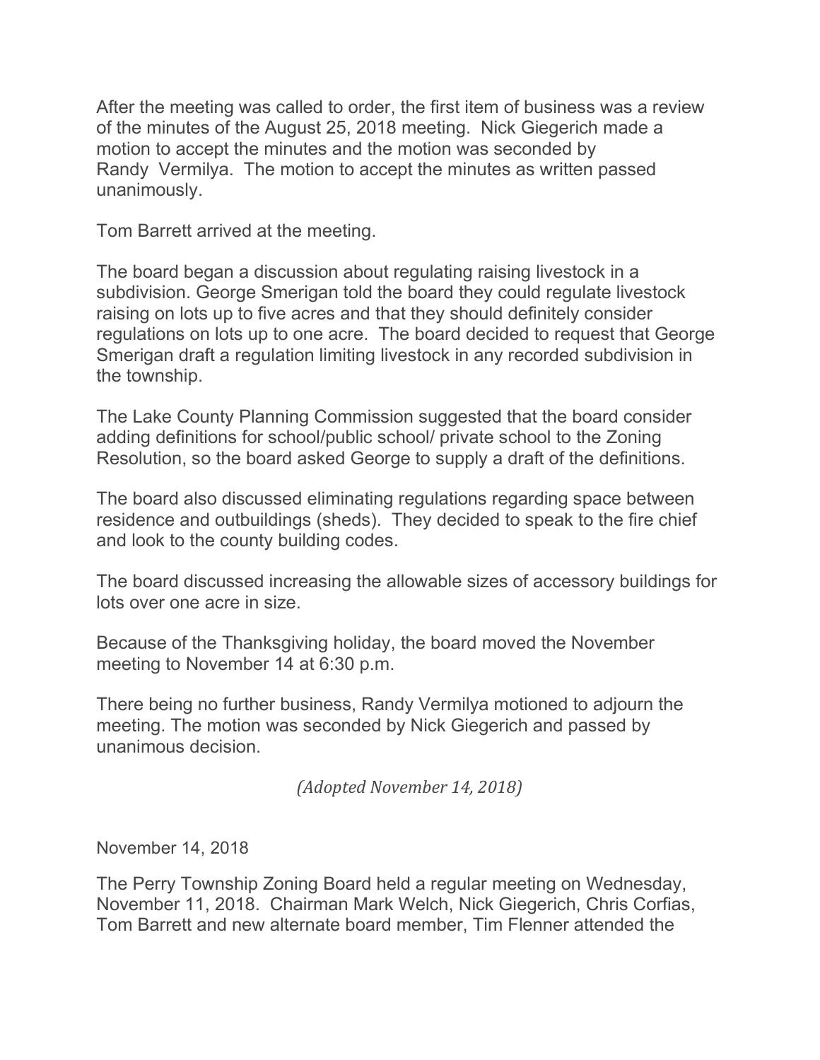After the meeting was called to order, the first item of business was a review of the minutes of the August 25, 2018 meeting. Nick Giegerich made a motion to accept the minutes and the motion was seconded by Randy Vermilya. The motion to accept the minutes as written passed unanimously.

Tom Barrett arrived at the meeting.

The board began a discussion about regulating raising livestock in a subdivision. George Smerigan told the board they could regulate livestock raising on lots up to five acres and that they should definitely consider regulations on lots up to one acre. The board decided to request that George Smerigan draft a regulation limiting livestock in any recorded subdivision in the township.

The Lake County Planning Commission suggested that the board consider adding definitions for school/public school/ private school to the Zoning Resolution, so the board asked George to supply a draft of the definitions.

The board also discussed eliminating regulations regarding space between residence and outbuildings (sheds). They decided to speak to the fire chief and look to the county building codes.

The board discussed increasing the allowable sizes of accessory buildings for lots over one acre in size.

Because of the Thanksgiving holiday, the board moved the November meeting to November 14 at 6:30 p.m.

There being no further business, Randy Vermilya motioned to adjourn the meeting. The motion was seconded by Nick Giegerich and passed by unanimous decision.

*(Adopted November 14, 2018)*

November 14, 2018

The Perry Township Zoning Board held a regular meeting on Wednesday, November 11, 2018. Chairman Mark Welch, Nick Giegerich, Chris Corfias, Tom Barrett and new alternate board member, Tim Flenner attended the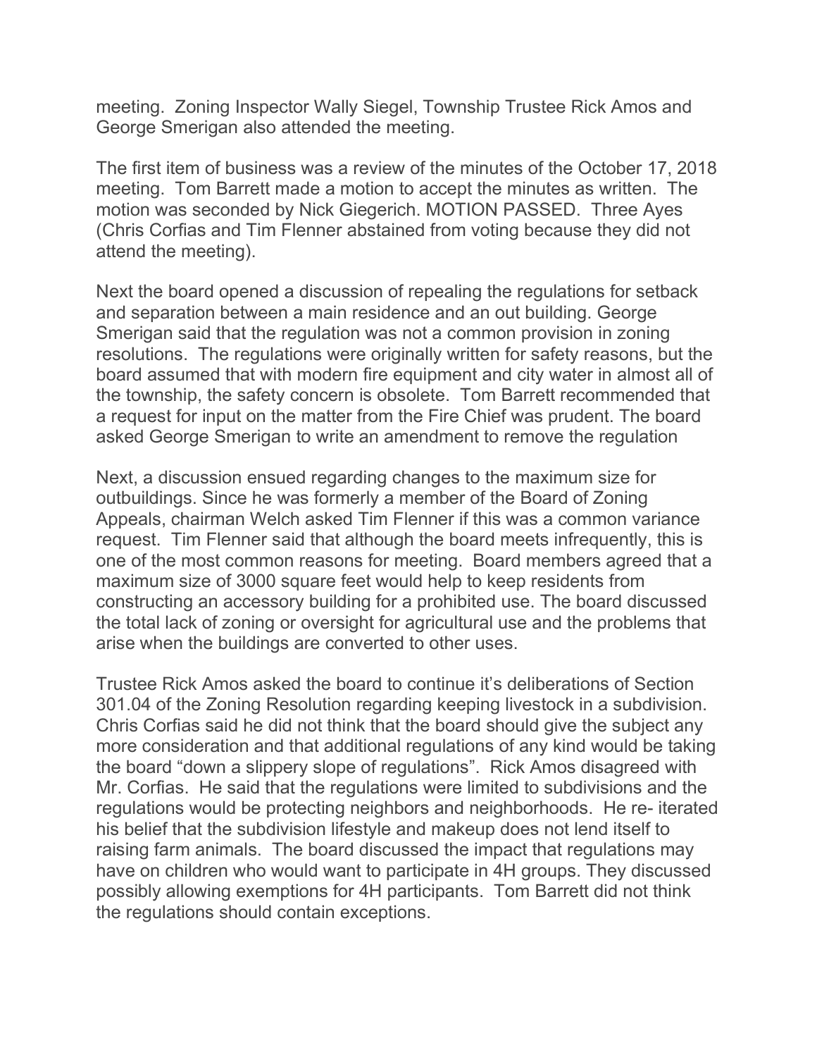meeting. Zoning Inspector Wally Siegel, Township Trustee Rick Amos and George Smerigan also attended the meeting.

The first item of business was a review of the minutes of the October 17, 2018 meeting. Tom Barrett made a motion to accept the minutes as written. The motion was seconded by Nick Giegerich. MOTION PASSED. Three Ayes (Chris Corfias and Tim Flenner abstained from voting because they did not attend the meeting).

Next the board opened a discussion of repealing the regulations for setback and separation between a main residence and an out building. George Smerigan said that the regulation was not a common provision in zoning resolutions. The regulations were originally written for safety reasons, but the board assumed that with modern fire equipment and city water in almost all of the township, the safety concern is obsolete. Tom Barrett recommended that a request for input on the matter from the Fire Chief was prudent. The board asked George Smerigan to write an amendment to remove the regulation

Next, a discussion ensued regarding changes to the maximum size for outbuildings. Since he was formerly a member of the Board of Zoning Appeals, chairman Welch asked Tim Flenner if this was a common variance request. Tim Flenner said that although the board meets infrequently, this is one of the most common reasons for meeting. Board members agreed that a maximum size of 3000 square feet would help to keep residents from constructing an accessory building for a prohibited use. The board discussed the total lack of zoning or oversight for agricultural use and the problems that arise when the buildings are converted to other uses.

Trustee Rick Amos asked the board to continue it's deliberations of Section 301.04 of the Zoning Resolution regarding keeping livestock in a subdivision. Chris Corfias said he did not think that the board should give the subject any more consideration and that additional regulations of any kind would be taking the board "down a slippery slope of regulations". Rick Amos disagreed with Mr. Corfias. He said that the regulations were limited to subdivisions and the regulations would be protecting neighbors and neighborhoods. He re- iterated his belief that the subdivision lifestyle and makeup does not lend itself to raising farm animals. The board discussed the impact that regulations may have on children who would want to participate in 4H groups. They discussed possibly allowing exemptions for 4H participants. Tom Barrett did not think the regulations should contain exceptions.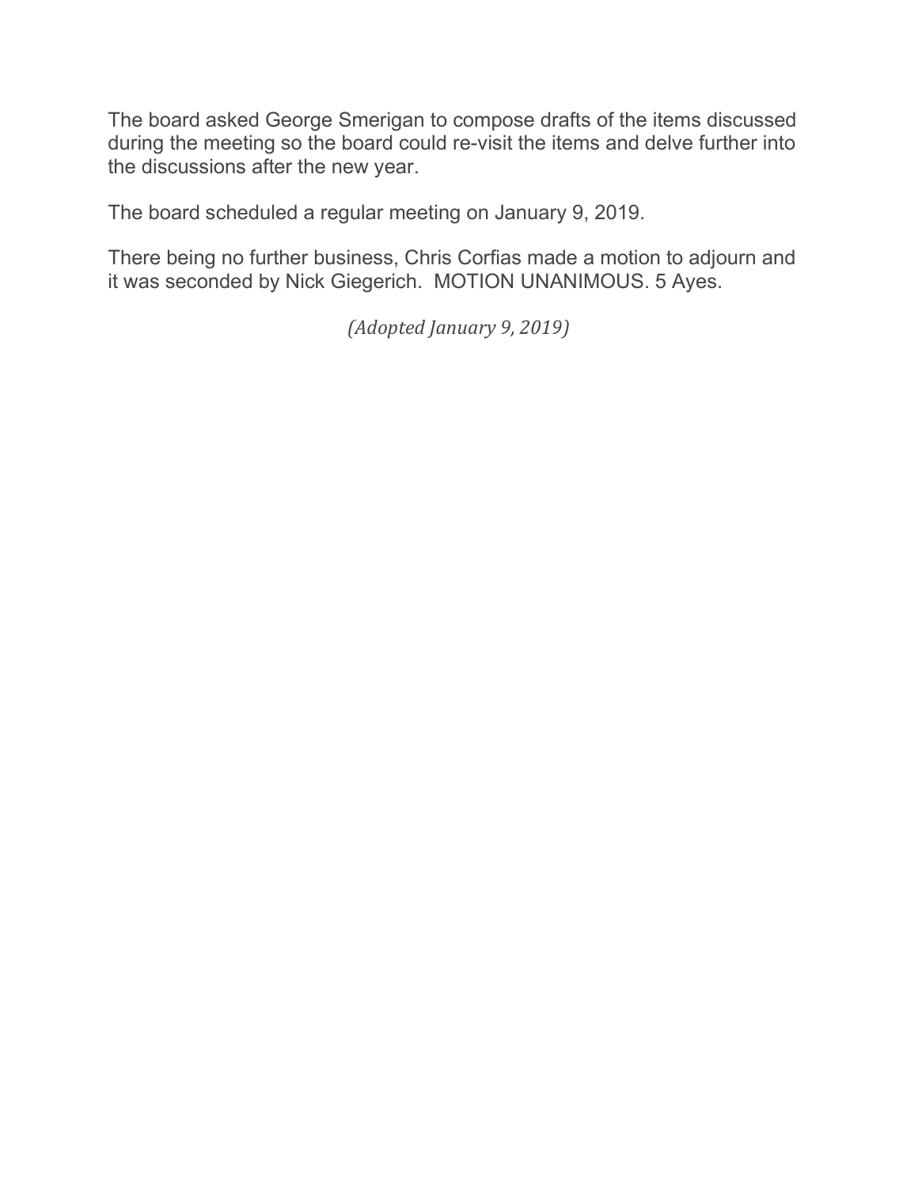The board asked George Smerigan to compose drafts of the items discussed during the meeting so the board could re-visit the items and delve further into the discussions after the new year.

The board scheduled a regular meeting on January 9, 2019.

There being no further business, Chris Corfias made a motion to adjourn and it was seconded by Nick Giegerich. MOTION UNANIMOUS. 5 Ayes.

*(Adopted January 9, 2019)*